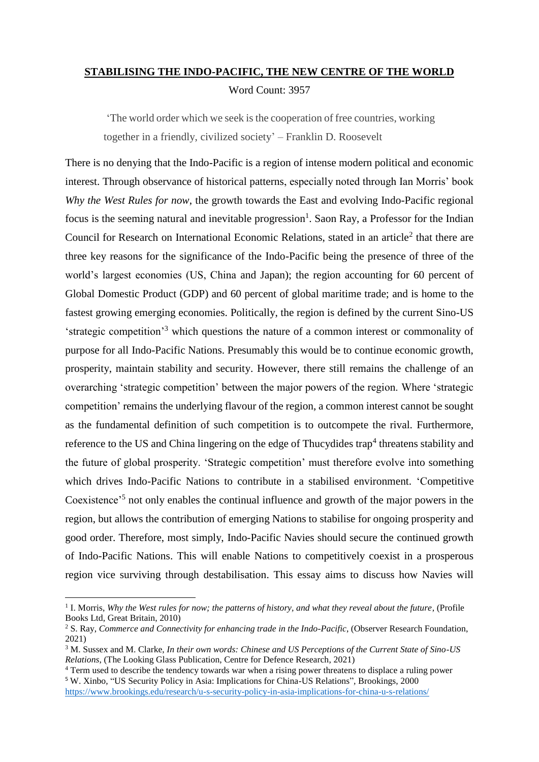# STABILISING THE INDO-PACIFIC, THE NEW CENTRE OF THE WORLD

Word Count: 3957

> 'The world order which we seek is the cooperation of free countries, working together in a friendly, civilized society' – Franklin D. Roosevelt

There is no denying that the Indo-Pacific is a region of intense modern political and economic interest. Through observance of historical patterns, especially noted through Ian Morris' book *Why the West Rules for now*, the growth towards the East and evolving Indo-Pacific regional focus is the seeming natural and inevitable progression[1]. Saon Ray, a Professor for the Indian Council for Research on International Economic Relations, stated in an article[2] that there are three key reasons for the significance of the Indo-Pacific being the presence of three of the world's largest economies (US, China and Japan); the region accounting for 60 percent of Global Domestic Product (GDP) and 60 percent of global maritime trade; and is home to the fastest growing emerging economies. Politically, the region is defined by the current Sino-US 'strategic competition'[3] which questions the nature of a common interest or commonality of purpose for all Indo-Pacific Nations. Presumably this would be to continue economic growth, prosperity, maintain stability and security. However, there still remains the challenge of an overarching 'strategic competition' between the major powers of the region. Where 'strategic competition' remains the underlying flavour of the region, a common interest cannot be sought as the fundamental definition of such competition is to outcompete the rival. Furthermore, reference to the US and China lingering on the edge of Thucydides trap[4] threatens stability and the future of global prosperity. 'Strategic competition' must therefore evolve into something which drives Indo-Pacific Nations to contribute in a stabilised environment. 'Competitive Coexistence'[5] not only enables the continual influence and growth of the major powers in the region, but allows the contribution of emerging Nations to stabilise for ongoing prosperity and good order. Therefore, most simply, Indo-Pacific Navies should secure the continued growth of Indo-Pacific Nations. This will enable Nations to competitively coexist in a prosperous region vice surviving through destabilisation. This essay aims to discuss how Navies will

---

[1] I. Morris, *Why the West rules for now; the patterns of history, and what they reveal about the future*, (Profile Books Ltd, Great Britain, 2010)

[2] S. Ray, *Commerce and Connectivity for enhancing trade in the Indo-Pacific*, (Observer Research Foundation, 2021)

[3] M. Sussex and M. Clarke, *In their own words: Chinese and US Perceptions of the Current State of Sino-US Relations*, (The Looking Glass Publication, Centre for Defence Research, 2021)

[4] Term used to describe the tendency towards war when a rising power threatens to displace a ruling power

[5] W. Xinbo, "US Security Policy in Asia: Implications for China-US Relations", Brookings, 2000 https://www.brookings.edu/research/u-s-security-policy-in-asia-implications-for-china-u-s-relations/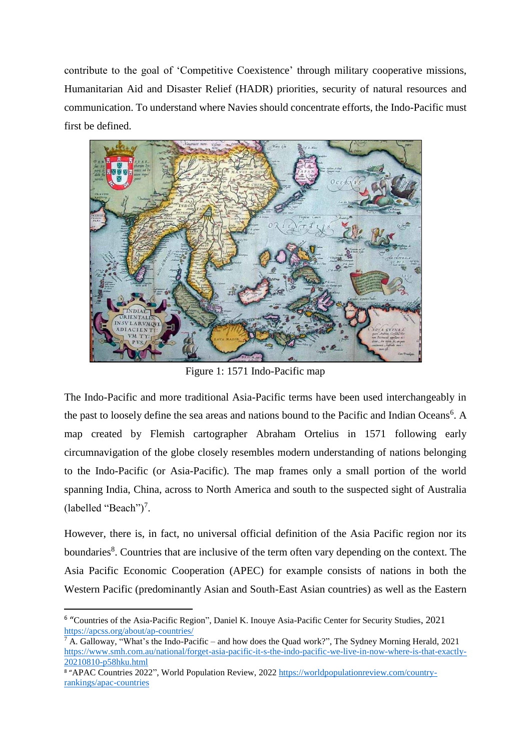contribute to the goal of 'Competitive Coexistence' through military cooperative missions, Humanitarian Aid and Disaster Relief (HADR) priorities, security of natural resources and communication. To understand where Navies should concentrate efforts, the Indo-Pacific must first be defined.

Figure 1: 1571 Indo-Pacific map

The Indo-Pacific and more traditional Asia-Pacific terms have been used interchangeably in the past to loosely define the sea areas and nations bound to the Pacific and Indian Oceans[6]. A map created by Flemish cartographer Abraham Ortelius in 1571 following early circumnavigation of the globe closely resembles modern understanding of nations belonging to the Indo-Pacific (or Asia-Pacific). The map frames only a small portion of the world spanning India, China, across to North America and south to the suspected sight of Australia (labelled "Beach")[7].

However, there is, in fact, no universal official definition of the Asia Pacific region nor its boundaries[8]. Countries that are inclusive of the term often vary depending on the context. The Asia Pacific Economic Cooperation (APEC) for example consists of nations in both the Western Pacific (predominantly Asian and South-East Asian countries) as well as the Eastern

---

[6] "Countries of the Asia-Pacific Region", Daniel K. Inouye Asia-Pacific Center for Security Studies, 2021 https://apcss.org/about/ap-countries/

[7] A. Galloway, "What's the Indo-Pacific – and how does the Quad work?", The Sydney Morning Herald, 2021 https://www.smh.com.au/national/forget-asia-pacific-it-s-the-indo-pacific-we-live-in-now-where-is-that-exactly-20210810-p58hku.html

[8] "APAC Countries 2022", World Population Review, 2022 https://worldpopulationreview.com/country-rankings/apac-countries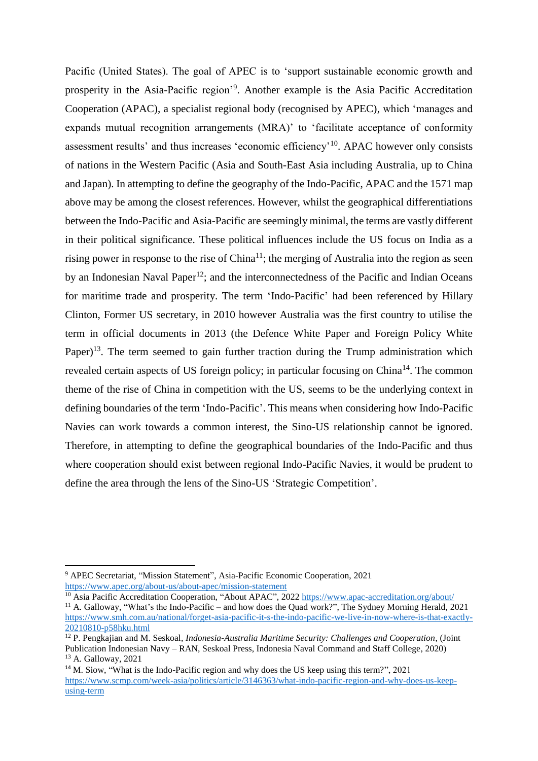Pacific (United States). The goal of APEC is to 'support sustainable economic growth and prosperity in the Asia-Pacific region'[9]. Another example is the Asia Pacific Accreditation Cooperation (APAC), a specialist regional body (recognised by APEC), which 'manages and expands mutual recognition arrangements (MRA)' to 'facilitate acceptance of conformity assessment results' and thus increases 'economic efficiency'[10]. APAC however only consists of nations in the Western Pacific (Asia and South-East Asia including Australia, up to China and Japan). In attempting to define the geography of the Indo-Pacific, APAC and the 1571 map above may be among the closest references. However, whilst the geographical differentiations between the Indo-Pacific and Asia-Pacific are seemingly minimal, the terms are vastly different in their political significance. These political influences include the US focus on India as a rising power in response to the rise of China[11]; the merging of Australia into the region as seen by an Indonesian Naval Paper[12]; and the interconnectedness of the Pacific and Indian Oceans for maritime trade and prosperity. The term 'Indo-Pacific' had been referenced by Hillary Clinton, Former US secretary, in 2010 however Australia was the first country to utilise the term in official documents in 2013 (the Defence White Paper and Foreign Policy White Paper)[13]. The term seemed to gain further traction during the Trump administration which revealed certain aspects of US foreign policy; in particular focusing on China[14]. The common theme of the rise of China in competition with the US, seems to be the underlying context in defining boundaries of the term 'Indo-Pacific'. This means when considering how Indo-Pacific Navies can work towards a common interest, the Sino-US relationship cannot be ignored. Therefore, in attempting to define the geographical boundaries of the Indo-Pacific and thus where cooperation should exist between regional Indo-Pacific Navies, it would be prudent to define the area through the lens of the Sino-US 'Strategic Competition'.

---

[9] APEC Secretariat, "Mission Statement", Asia-Pacific Economic Cooperation, 2021 https://www.apec.org/about-us/about-apec/mission-statement

[10] Asia Pacific Accreditation Cooperation, "About APAC", 2022 https://www.apac-accreditation.org/about/

[11] A. Galloway, "What's the Indo-Pacific – and how does the Quad work?", The Sydney Morning Herald, 2021 https://www.smh.com.au/national/forget-asia-pacific-it-s-the-indo-pacific-we-live-in-now-where-is-that-exactly-20210810-p58hku.html

[12] P. Pengkajian and M. Seskoal, *Indonesia-Australia Maritime Security: Challenges and Cooperation*, (Joint Publication Indonesian Navy – RAN, Seskoal Press, Indonesia Naval Command and Staff College, 2020)

[13] A. Galloway, 2021

[14] M. Siow, "What is the Indo-Pacific region and why does the US keep using this term?", 2021 https://www.scmp.com/week-asia/politics/article/3146363/what-indo-pacific-region-and-why-does-us-keep-using-term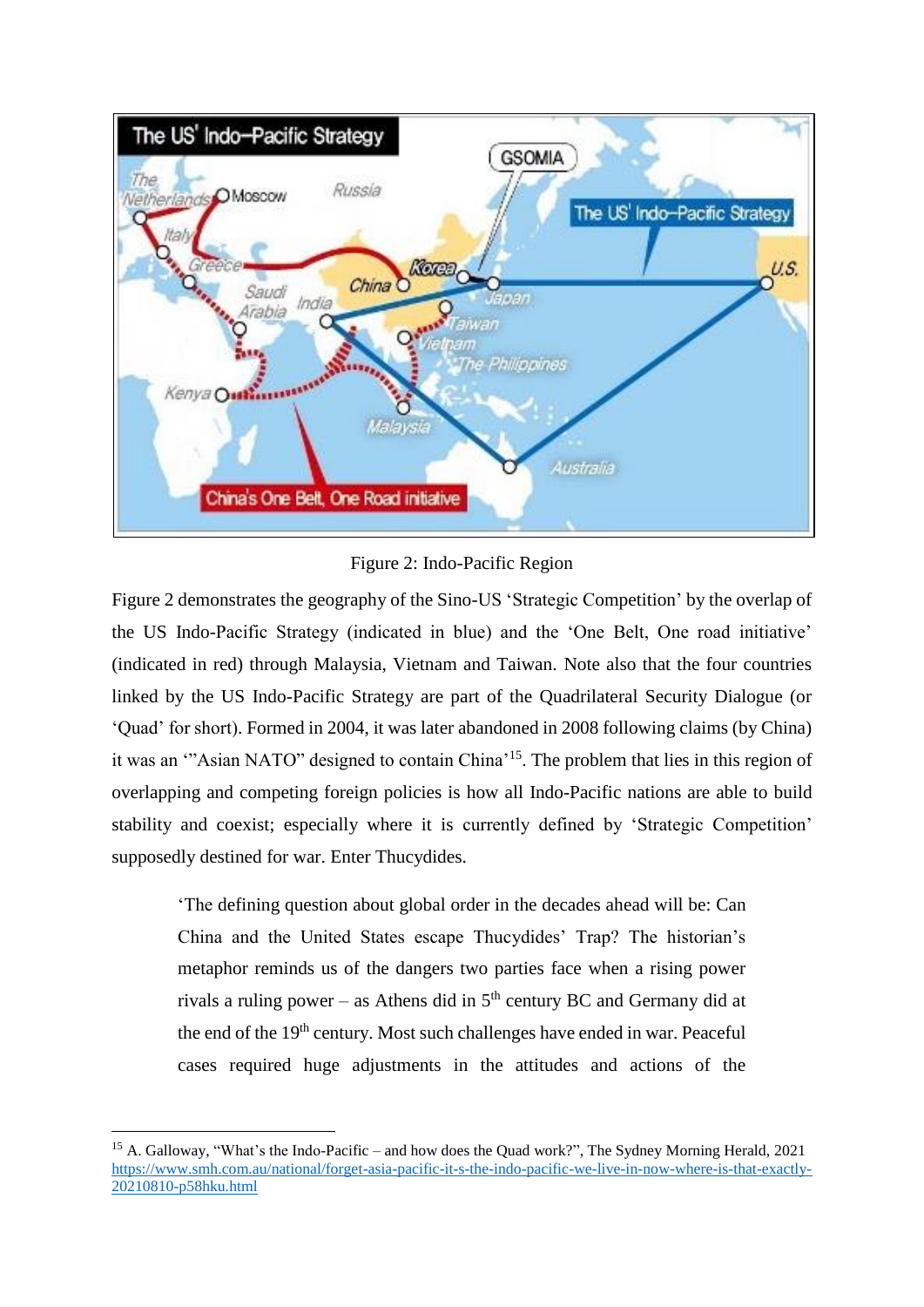Figure 2: Indo-Pacific Region

Figure 2 demonstrates the geography of the Sino-US 'Strategic Competition' by the overlap of the US Indo-Pacific Strategy (indicated in blue) and the 'One Belt, One road initiative' (indicated in red) through Malaysia, Vietnam and Taiwan. Note also that the four countries linked by the US Indo-Pacific Strategy are part of the Quadrilateral Security Dialogue (or 'Quad' for short). Formed in 2004, it was later abandoned in 2008 following claims (by China) it was an '"Asian NATO" designed to contain China'[15]. The problem that lies in this region of overlapping and competing foreign policies is how all Indo-Pacific nations are able to build stability and coexist; especially where it is currently defined by 'Strategic Competition' supposedly destined for war. Enter Thucydides.

> 'The defining question about global order in the decades ahead will be: Can China and the United States escape Thucydides' Trap? The historian's metaphor reminds us of the dangers two parties face when a rising power rivals a ruling power – as Athens did in 5th century BC and Germany did at the end of the 19th century. Most such challenges have ended in war. Peaceful cases required huge adjustments in the attitudes and actions of the

[15] A. Galloway, "What's the Indo-Pacific – and how does the Quad work?", The Sydney Morning Herald, 2021 https://www.smh.com.au/national/forget-asia-pacific-it-s-the-indo-pacific-we-live-in-now-where-is-that-exactly-20210810-p58hku.html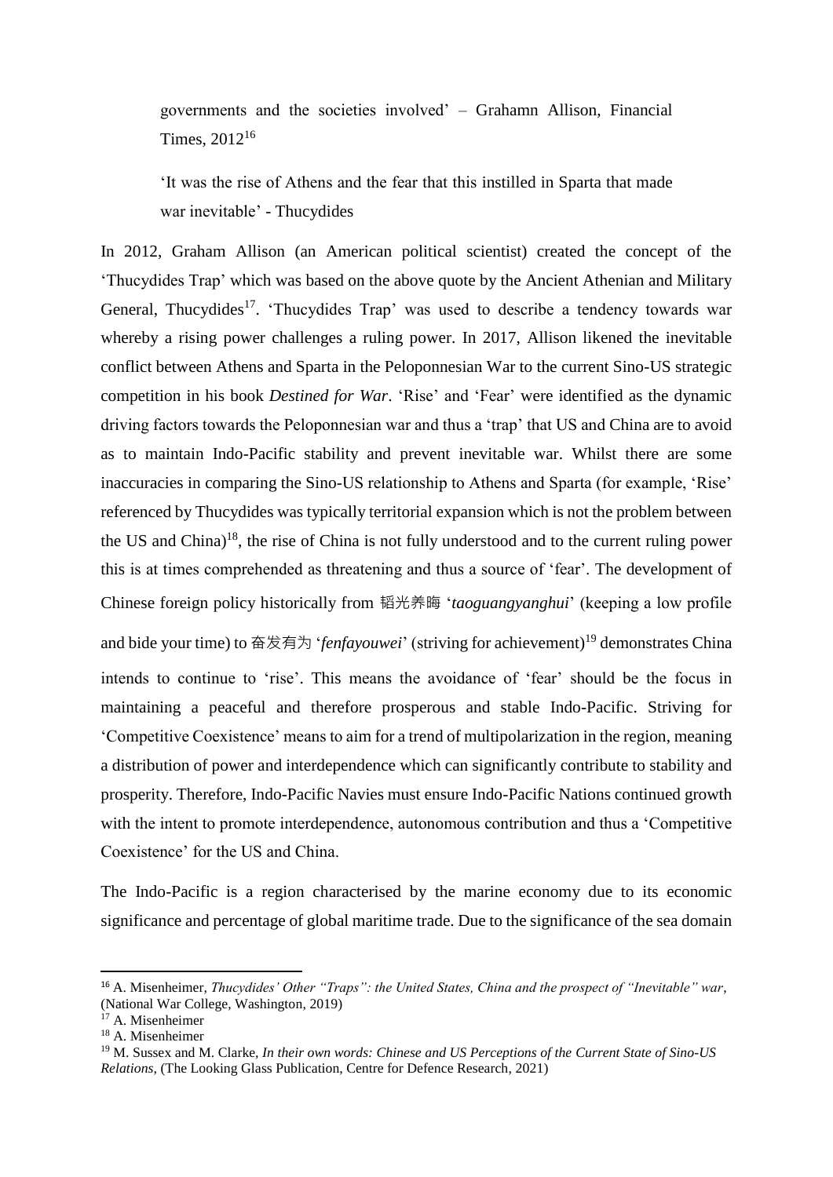> governments and the societies involved' – Grahamn Allison, Financial Times, 2012[16]

> 'It was the rise of Athens and the fear that this instilled in Sparta that made war inevitable' - Thucydides

In 2012, Graham Allison (an American political scientist) created the concept of the 'Thucydides Trap' which was based on the above quote by the Ancient Athenian and Military General, Thucydides[17]. 'Thucydides Trap' was used to describe a tendency towards war whereby a rising power challenges a ruling power. In 2017, Allison likened the inevitable conflict between Athens and Sparta in the Peloponnesian War to the current Sino-US strategic competition in his book *Destined for War*. 'Rise' and 'Fear' were identified as the dynamic driving factors towards the Peloponnesian war and thus a 'trap' that US and China are to avoid as to maintain Indo-Pacific stability and prevent inevitable war. Whilst there are some inaccuracies in comparing the Sino-US relationship to Athens and Sparta (for example, 'Rise' referenced by Thucydides was typically territorial expansion which is not the problem between the US and China)[18], the rise of China is not fully understood and to the current ruling power this is at times comprehended as threatening and thus a source of 'fear'. The development of Chinese foreign policy historically from 韬光养晦 '*taoguangyanghui*' (keeping a low profile and bide your time) to 奋发有为 '*fenfayouwei*' (striving for achievement)[19] demonstrates China intends to continue to 'rise'. This means the avoidance of 'fear' should be the focus in maintaining a peaceful and therefore prosperous and stable Indo-Pacific. Striving for 'Competitive Coexistence' means to aim for a trend of multipolarization in the region, meaning a distribution of power and interdependence which can significantly contribute to stability and prosperity. Therefore, Indo-Pacific Navies must ensure Indo-Pacific Nations continued growth with the intent to promote interdependence, autonomous contribution and thus a 'Competitive Coexistence' for the US and China.

The Indo-Pacific is a region characterised by the marine economy due to its economic significance and percentage of global maritime trade. Due to the significance of the sea domain

---

[16] A. Misenheimer, *Thucydides' Other "Traps": the United States, China and the prospect of "Inevitable" war*, (National War College, Washington, 2019)

[17] A. Misenheimer

[18] A. Misenheimer

[19] M. Sussex and M. Clarke, *In their own words: Chinese and US Perceptions of the Current State of Sino-US Relations*, (The Looking Glass Publication, Centre for Defence Research, 2021)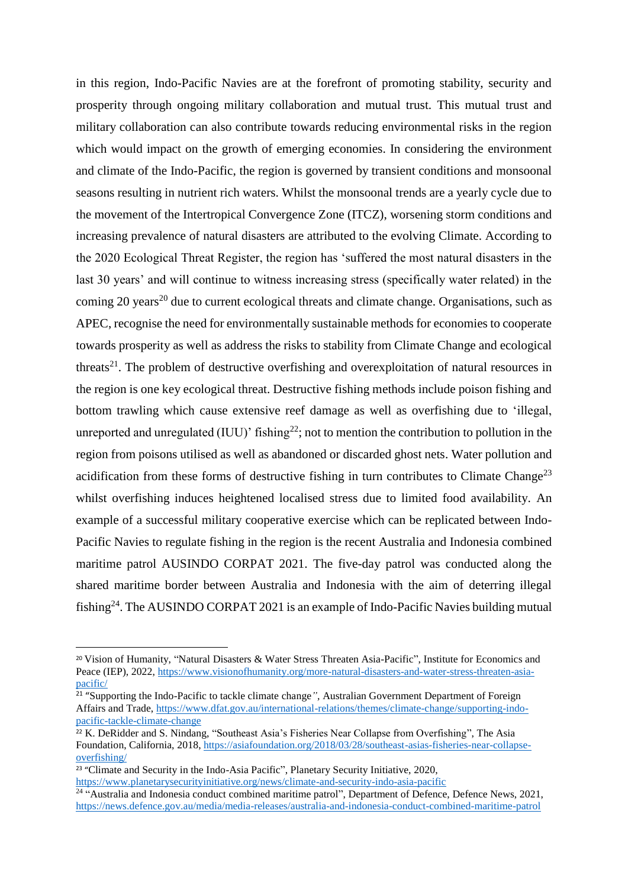in this region, Indo-Pacific Navies are at the forefront of promoting stability, security and prosperity through ongoing military collaboration and mutual trust. This mutual trust and military collaboration can also contribute towards reducing environmental risks in the region which would impact on the growth of emerging economies. In considering the environment and climate of the Indo-Pacific, the region is governed by transient conditions and monsoonal seasons resulting in nutrient rich waters. Whilst the monsoonal trends are a yearly cycle due to the movement of the Intertropical Convergence Zone (ITCZ), worsening storm conditions and increasing prevalence of natural disasters are attributed to the evolving Climate. According to the 2020 Ecological Threat Register, the region has 'suffered the most natural disasters in the last 30 years' and will continue to witness increasing stress (specifically water related) in the coming 20 years[20] due to current ecological threats and climate change. Organisations, such as APEC, recognise the need for environmentally sustainable methods for economies to cooperate towards prosperity as well as address the risks to stability from Climate Change and ecological threats[21]. The problem of destructive overfishing and overexploitation of natural resources in the region is one key ecological threat. Destructive fishing methods include poison fishing and bottom trawling which cause extensive reef damage as well as overfishing due to 'illegal, unreported and unregulated (IUU)' fishing[22]; not to mention the contribution to pollution in the region from poisons utilised as well as abandoned or discarded ghost nets. Water pollution and acidification from these forms of destructive fishing in turn contributes to Climate Change[23] whilst overfishing induces heightened localised stress due to limited food availability. An example of a successful military cooperative exercise which can be replicated between Indo-Pacific Navies to regulate fishing in the region is the recent Australia and Indonesia combined maritime patrol AUSINDO CORPAT 2021. The five-day patrol was conducted along the shared maritime border between Australia and Indonesia with the aim of deterring illegal fishing[24]. The AUSINDO CORPAT 2021 is an example of Indo-Pacific Navies building mutual

---

[20] Vision of Humanity, "Natural Disasters & Water Stress Threaten Asia-Pacific", Institute for Economics and Peace (IEP), 2022, https://www.visionofhumanity.org/more-natural-disasters-and-water-stress-threaten-asia-pacific/

[21] "Supporting the Indo-Pacific to tackle climate change", Australian Government Department of Foreign Affairs and Trade, https://www.dfat.gov.au/international-relations/themes/climate-change/supporting-indo-pacific-tackle-climate-change

[22] K. DeRidder and S. Nindang, "Southeast Asia's Fisheries Near Collapse from Overfishing", The Asia Foundation, California, 2018, https://asiafoundation.org/2018/03/28/southeast-asias-fisheries-near-collapse-overfishing/

[23] "Climate and Security in the Indo-Asia Pacific", Planetary Security Initiative, 2020, https://www.planetarysecurityinitiative.org/news/climate-and-security-indo-asia-pacific

[24] "Australia and Indonesia conduct combined maritime patrol", Department of Defence, Defence News, 2021, https://news.defence.gov.au/media/media-releases/australia-and-indonesia-conduct-combined-maritime-patrol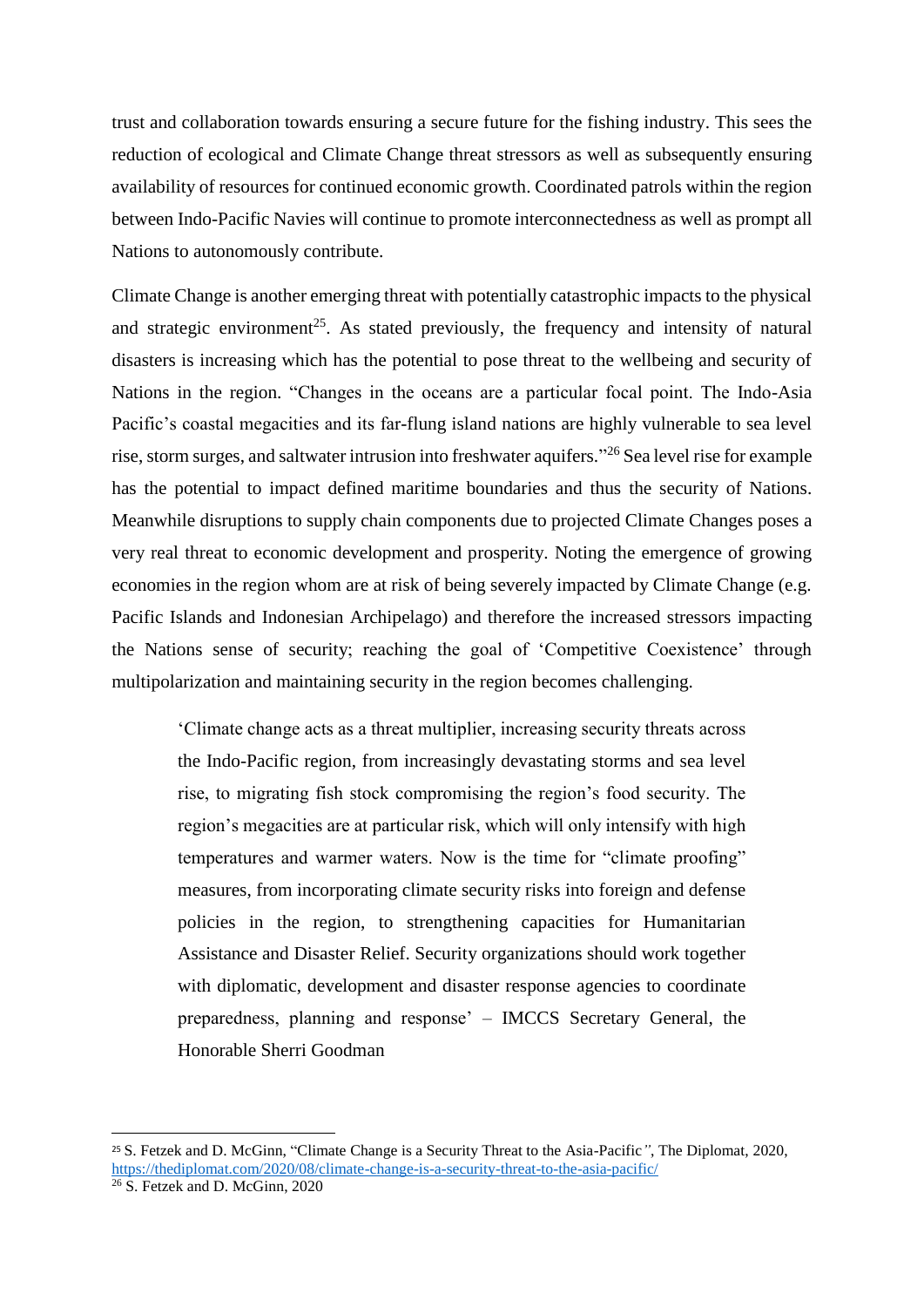trust and collaboration towards ensuring a secure future for the fishing industry. This sees the reduction of ecological and Climate Change threat stressors as well as subsequently ensuring availability of resources for continued economic growth. Coordinated patrols within the region between Indo-Pacific Navies will continue to promote interconnectedness as well as prompt all Nations to autonomously contribute.

Climate Change is another emerging threat with potentially catastrophic impacts to the physical and strategic environment[25]. As stated previously, the frequency and intensity of natural disasters is increasing which has the potential to pose threat to the wellbeing and security of Nations in the region. "Changes in the oceans are a particular focal point. The Indo-Asia Pacific's coastal megacities and its far-flung island nations are highly vulnerable to sea level rise, storm surges, and saltwater intrusion into freshwater aquifers."[26] Sea level rise for example has the potential to impact defined maritime boundaries and thus the security of Nations. Meanwhile disruptions to supply chain components due to projected Climate Changes poses a very real threat to economic development and prosperity. Noting the emergence of growing economies in the region whom are at risk of being severely impacted by Climate Change (e.g. Pacific Islands and Indonesian Archipelago) and therefore the increased stressors impacting the Nations sense of security; reaching the goal of 'Competitive Coexistence' through multipolarization and maintaining security in the region becomes challenging.

> 'Climate change acts as a threat multiplier, increasing security threats across the Indo-Pacific region, from increasingly devastating storms and sea level rise, to migrating fish stock compromising the region's food security. The region's megacities are at particular risk, which will only intensify with high temperatures and warmer waters. Now is the time for "climate proofing" measures, from incorporating climate security risks into foreign and defense policies in the region, to strengthening capacities for Humanitarian Assistance and Disaster Relief. Security organizations should work together with diplomatic, development and disaster response agencies to coordinate preparedness, planning and response' – IMCCS Secretary General, the Honorable Sherri Goodman

---

[25] S. Fetzek and D. McGinn, "Climate Change is a Security Threat to the Asia-Pacific", The Diplomat, 2020, https://thediplomat.com/2020/08/climate-change-is-a-security-threat-to-the-asia-pacific/

[26] S. Fetzek and D. McGinn, 2020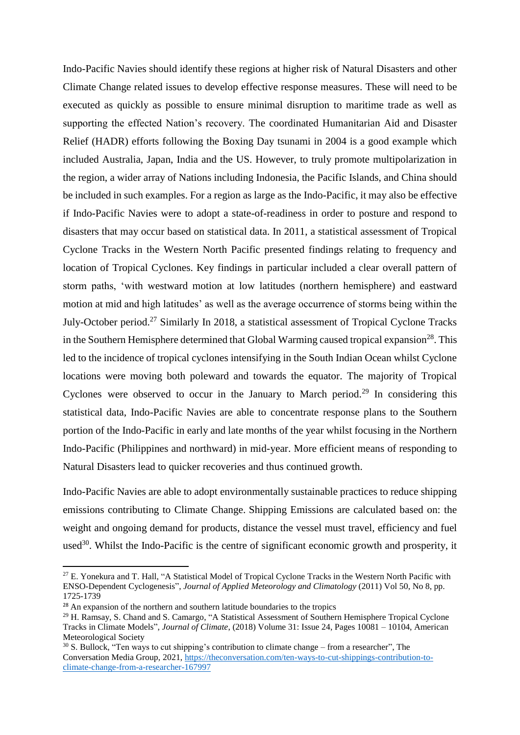Indo-Pacific Navies should identify these regions at higher risk of Natural Disasters and other Climate Change related issues to develop effective response measures. These will need to be executed as quickly as possible to ensure minimal disruption to maritime trade as well as supporting the effected Nation's recovery. The coordinated Humanitarian Aid and Disaster Relief (HADR) efforts following the Boxing Day tsunami in 2004 is a good example which included Australia, Japan, India and the US. However, to truly promote multipolarization in the region, a wider array of Nations including Indonesia, the Pacific Islands, and China should be included in such examples. For a region as large as the Indo-Pacific, it may also be effective if Indo-Pacific Navies were to adopt a state-of-readiness in order to posture and respond to disasters that may occur based on statistical data. In 2011, a statistical assessment of Tropical Cyclone Tracks in the Western North Pacific presented findings relating to frequency and location of Tropical Cyclones. Key findings in particular included a clear overall pattern of storm paths, 'with westward motion at low latitudes (northern hemisphere) and eastward motion at mid and high latitudes' as well as the average occurrence of storms being within the July-October period.[27] Similarly In 2018, a statistical assessment of Tropical Cyclone Tracks in the Southern Hemisphere determined that Global Warming caused tropical expansion[28]. This led to the incidence of tropical cyclones intensifying in the South Indian Ocean whilst Cyclone locations were moving both poleward and towards the equator. The majority of Tropical Cyclones were observed to occur in the January to March period.[29] In considering this statistical data, Indo-Pacific Navies are able to concentrate response plans to the Southern portion of the Indo-Pacific in early and late months of the year whilst focusing in the Northern Indo-Pacific (Philippines and northward) in mid-year. More efficient means of responding to Natural Disasters lead to quicker recoveries and thus continued growth.

Indo-Pacific Navies are able to adopt environmentally sustainable practices to reduce shipping emissions contributing to Climate Change. Shipping Emissions are calculated based on: the weight and ongoing demand for products, distance the vessel must travel, efficiency and fuel used[30]. Whilst the Indo-Pacific is the centre of significant economic growth and prosperity, it

---

[27] E. Yonekura and T. Hall, "A Statistical Model of Tropical Cyclone Tracks in the Western North Pacific with ENSO-Dependent Cyclogenesis", *Journal of Applied Meteorology and Climatology* (2011) Vol 50, No 8, pp. 1725-1739

[28] An expansion of the northern and southern latitude boundaries to the tropics

[29] H. Ramsay, S. Chand and S. Camargo, "A Statistical Assessment of Southern Hemisphere Tropical Cyclone Tracks in Climate Models", *Journal of Climate*, (2018) Volume 31: Issue 24, Pages 10081 – 10104, American Meteorological Society

[30] S. Bullock, "Ten ways to cut shipping's contribution to climate change – from a researcher", The Conversation Media Group, 2021, https://theconversation.com/ten-ways-to-cut-shippings-contribution-to-climate-change-from-a-researcher-167997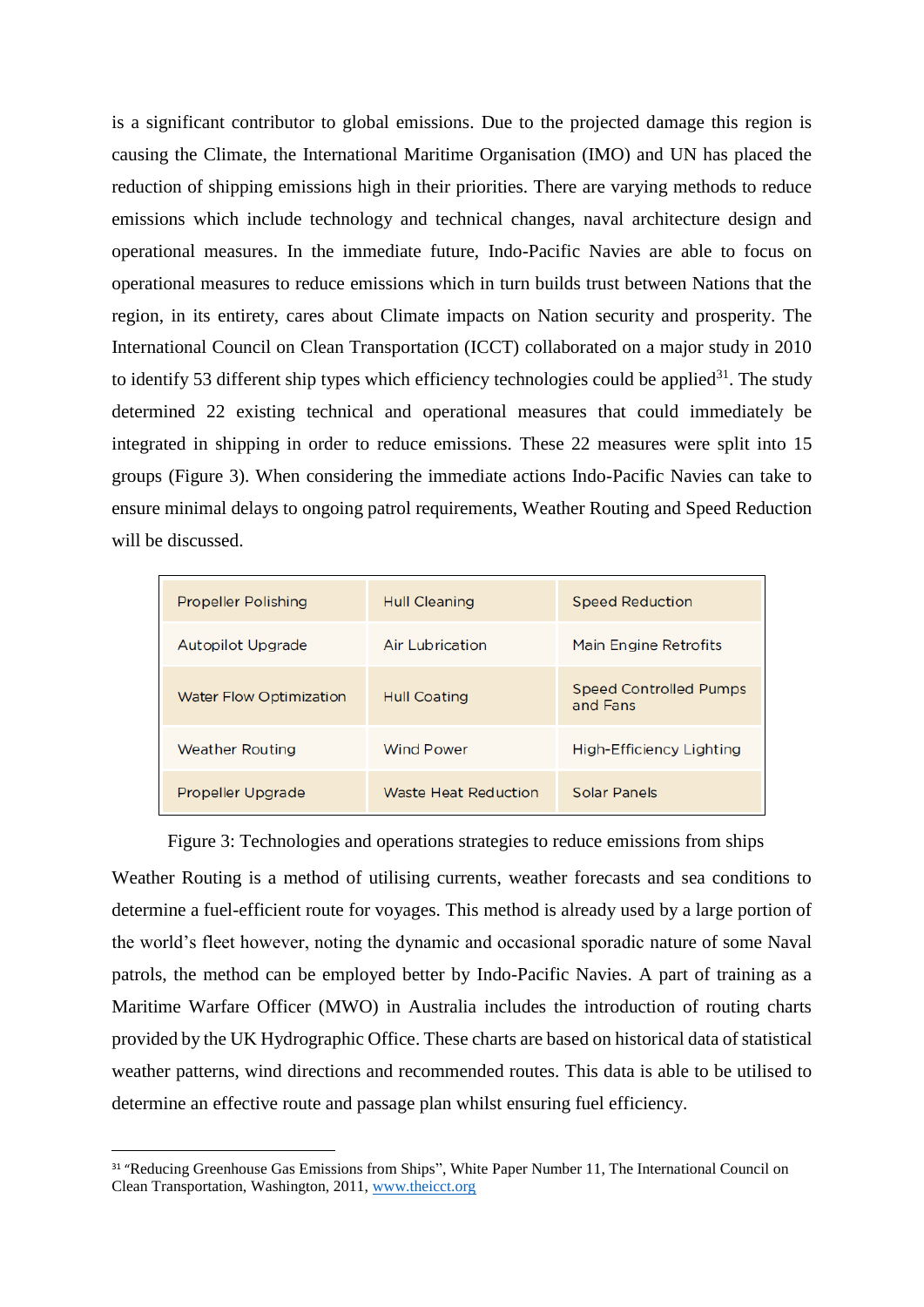is a significant contributor to global emissions. Due to the projected damage this region is causing the Climate, the International Maritime Organisation (IMO) and UN has placed the reduction of shipping emissions high in their priorities. There are varying methods to reduce emissions which include technology and technical changes, naval architecture design and operational measures. In the immediate future, Indo-Pacific Navies are able to focus on operational measures to reduce emissions which in turn builds trust between Nations that the region, in its entirety, cares about Climate impacts on Nation security and prosperity. The International Council on Clean Transportation (ICCT) collaborated on a major study in 2010 to identify 53 different ship types which efficiency technologies could be applied[31]. The study determined 22 existing technical and operational measures that could immediately be integrated in shipping in order to reduce emissions. These 22 measures were split into 15 groups (Figure 3). When considering the immediate actions Indo-Pacific Navies can take to ensure minimal delays to ongoing patrol requirements, Weather Routing and Speed Reduction will be discussed.

| | | |
|---|---|---|
| Propeller Polishing | Hull Cleaning | Speed Reduction |
| Autopilot Upgrade | Air Lubrication | Main Engine Retrofits |
| Water Flow Optimization | Hull Coating | Speed Controlled Pumps and Fans |
| Weather Routing | Wind Power | High-Efficiency Lighting |
| Propeller Upgrade | Waste Heat Reduction | Solar Panels |

Figure 3: Technologies and operations strategies to reduce emissions from ships

Weather Routing is a method of utilising currents, weather forecasts and sea conditions to determine a fuel-efficient route for voyages. This method is already used by a large portion of the world's fleet however, noting the dynamic and occasional sporadic nature of some Naval patrols, the method can be employed better by Indo-Pacific Navies. A part of training as a Maritime Warfare Officer (MWO) in Australia includes the introduction of routing charts provided by the UK Hydrographic Office. These charts are based on historical data of statistical weather patterns, wind directions and recommended routes. This data is able to be utilised to determine an effective route and passage plan whilst ensuring fuel efficiency.

[31] "Reducing Greenhouse Gas Emissions from Ships", White Paper Number 11, The International Council on Clean Transportation, Washington, 2011, www.theicct.org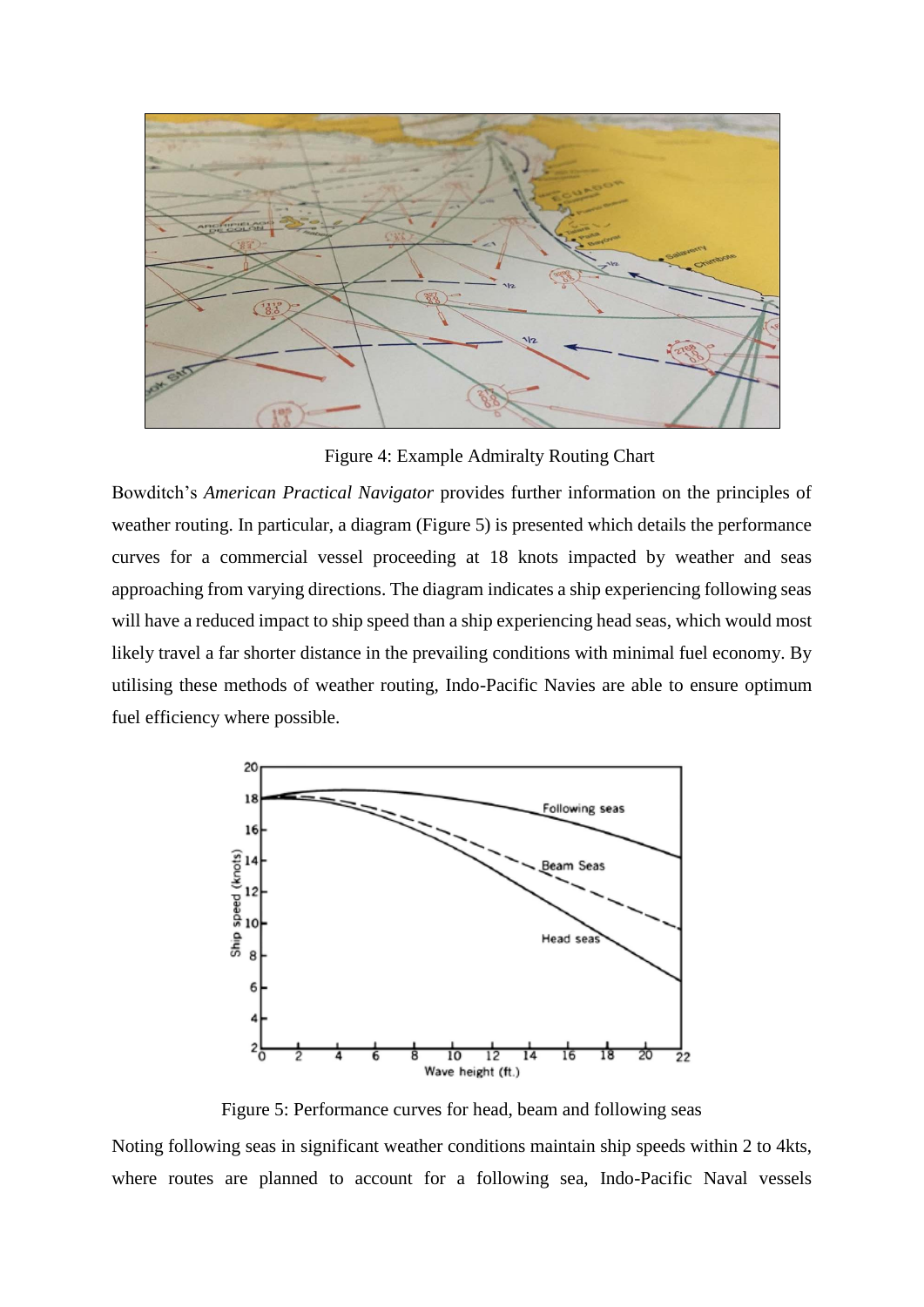Figure 4: Example Admiralty Routing Chart

Bowditch's *American Practical Navigator* provides further information on the principles of weather routing. In particular, a diagram (Figure 5) is presented which details the performance curves for a commercial vessel proceeding at 18 knots impacted by weather and seas approaching from varying directions. The diagram indicates a ship experiencing following seas will have a reduced impact to ship speed than a ship experiencing head seas, which would most likely travel a far shorter distance in the prevailing conditions with minimal fuel economy. By utilising these methods of weather routing, Indo-Pacific Navies are able to ensure optimum fuel efficiency where possible.

Figure 5: Performance curves for head, beam and following seas

Noting following seas in significant weather conditions maintain ship speeds within 2 to 4kts, where routes are planned to account for a following sea, Indo-Pacific Naval vessels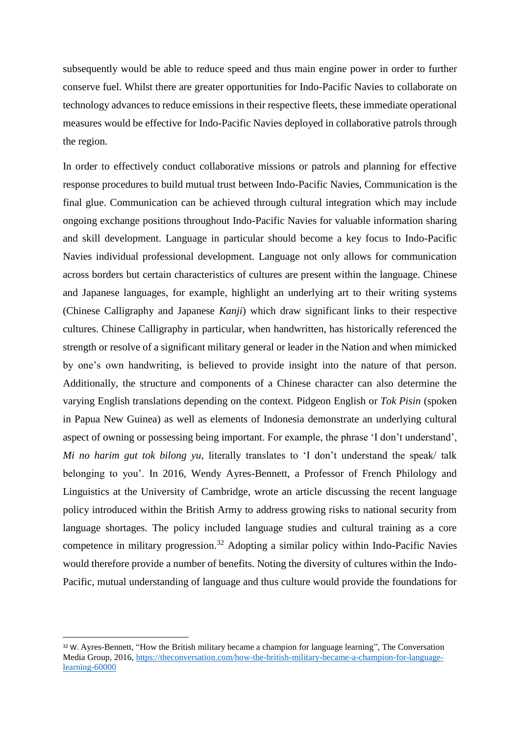subsequently would be able to reduce speed and thus main engine power in order to further conserve fuel. Whilst there are greater opportunities for Indo-Pacific Navies to collaborate on technology advances to reduce emissions in their respective fleets, these immediate operational measures would be effective for Indo-Pacific Navies deployed in collaborative patrols through the region.

In order to effectively conduct collaborative missions or patrols and planning for effective response procedures to build mutual trust between Indo-Pacific Navies, Communication is the final glue. Communication can be achieved through cultural integration which may include ongoing exchange positions throughout Indo-Pacific Navies for valuable information sharing and skill development. Language in particular should become a key focus to Indo-Pacific Navies individual professional development. Language not only allows for communication across borders but certain characteristics of cultures are present within the language. Chinese and Japanese languages, for example, highlight an underlying art to their writing systems (Chinese Calligraphy and Japanese *Kanji*) which draw significant links to their respective cultures. Chinese Calligraphy in particular, when handwritten, has historically referenced the strength or resolve of a significant military general or leader in the Nation and when mimicked by one's own handwriting, is believed to provide insight into the nature of that person. Additionally, the structure and components of a Chinese character can also determine the varying English translations depending on the context. Pidgeon English or *Tok Pisin* (spoken in Papua New Guinea) as well as elements of Indonesia demonstrate an underlying cultural aspect of owning or possessing being important. For example, the phrase 'I don't understand', *Mi no harim gut tok bilong yu*, literally translates to 'I don't understand the speak/ talk belonging to you'. In 2016, Wendy Ayres-Bennett, a Professor of French Philology and Linguistics at the University of Cambridge, wrote an article discussing the recent language policy introduced within the British Army to address growing risks to national security from language shortages. The policy included language studies and cultural training as a core competence in military progression.[32] Adopting a similar policy within Indo-Pacific Navies would therefore provide a number of benefits. Noting the diversity of cultures within the Indo-Pacific, mutual understanding of language and thus culture would provide the foundations for

[32] W. Ayres-Bennett, "How the British military became a champion for language learning", The Conversation Media Group, 2016, https://theconversation.com/how-the-british-military-became-a-champion-for-language-learning-60000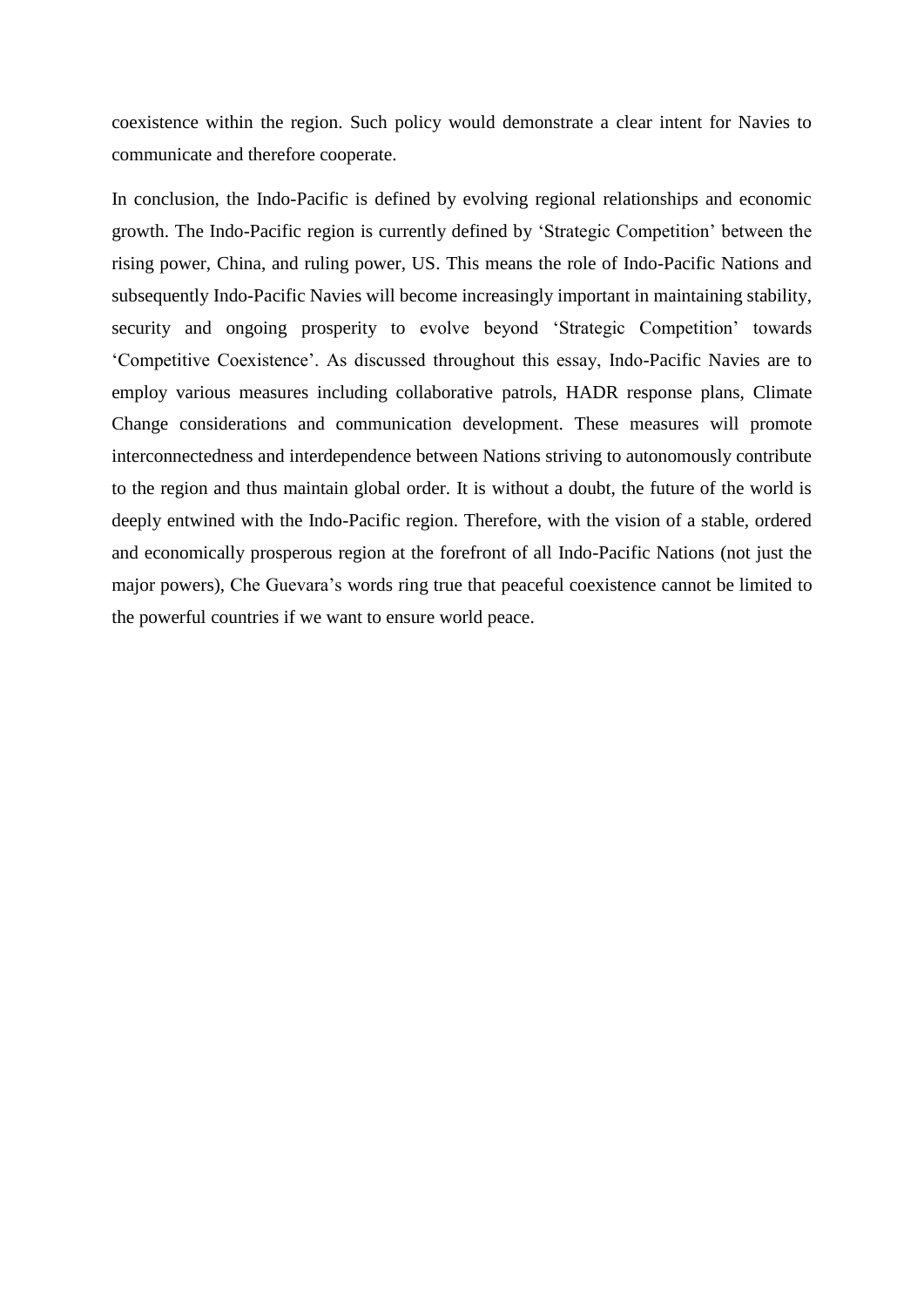coexistence within the region. Such policy would demonstrate a clear intent for Navies to communicate and therefore cooperate.

In conclusion, the Indo-Pacific is defined by evolving regional relationships and economic growth. The Indo-Pacific region is currently defined by 'Strategic Competition' between the rising power, China, and ruling power, US. This means the role of Indo-Pacific Nations and subsequently Indo-Pacific Navies will become increasingly important in maintaining stability, security and ongoing prosperity to evolve beyond 'Strategic Competition' towards 'Competitive Coexistence'. As discussed throughout this essay, Indo-Pacific Navies are to employ various measures including collaborative patrols, HADR response plans, Climate Change considerations and communication development. These measures will promote interconnectedness and interdependence between Nations striving to autonomously contribute to the region and thus maintain global order. It is without a doubt, the future of the world is deeply entwined with the Indo-Pacific region. Therefore, with the vision of a stable, ordered and economically prosperous region at the forefront of all Indo-Pacific Nations (not just the major powers), Che Guevara's words ring true that peaceful coexistence cannot be limited to the powerful countries if we want to ensure world peace.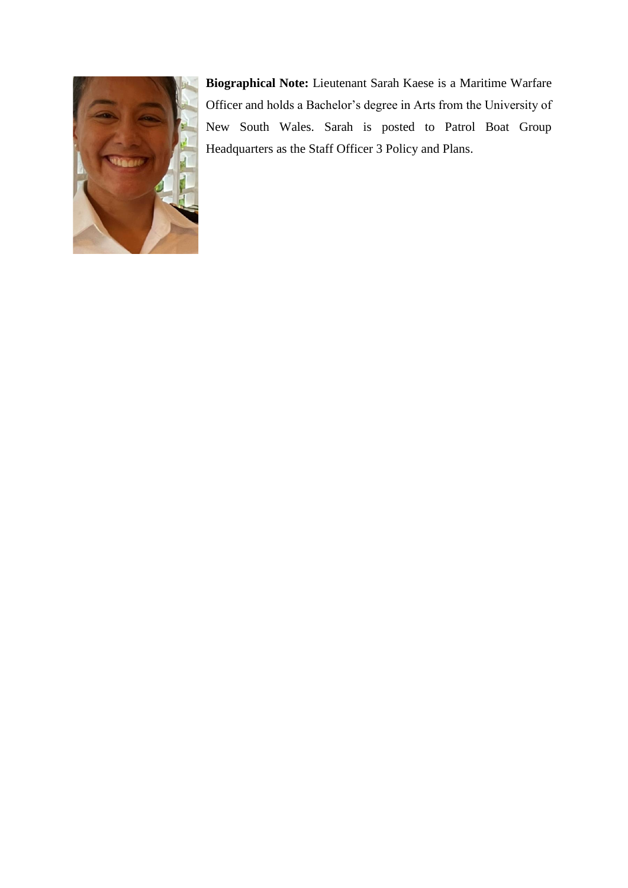**Biographical Note:** Lieutenant Sarah Kaese is a Maritime Warfare Officer and holds a Bachelor's degree in Arts from the University of New South Wales. Sarah is posted to Patrol Boat Group Headquarters as the Staff Officer 3 Policy and Plans.